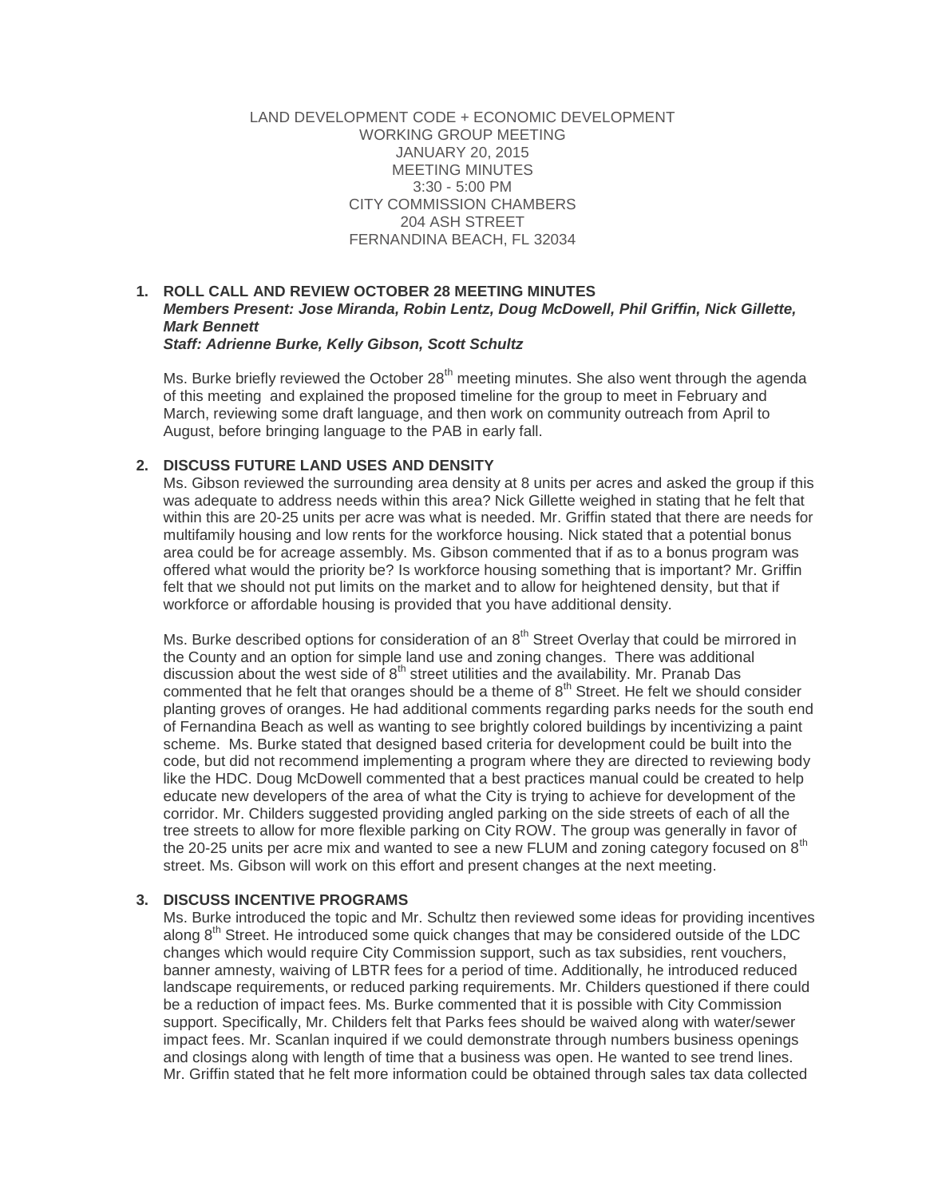LAND DEVELOPMENT CODE + ECONOMIC DEVELOPMENT
WORKING GROUP MEETING
JANUARY 20, 2015
MEETING MINUTES
3:30 - 5:00 PM
CITY COMMISSION CHAMBERS
204 ASH STREET
FERNANDINA BEACH, FL 32034

**1. ROLL CALL AND REVIEW OCTOBER 28 MEETING MINUTES**

***Members Present: Jose Miranda, Robin Lentz, Doug McDowell, Phil Griffin, Nick Gillette, Mark Bennett***

***Staff: Adrienne Burke, Kelly Gibson, Scott Schultz***

Ms. Burke briefly reviewed the October 28th meeting minutes. She also went through the agenda of this meeting and explained the proposed timeline for the group to meet in February and March, reviewing some draft language, and then work on community outreach from April to August, before bringing language to the PAB in early fall.

**2. DISCUSS FUTURE LAND USES AND DENSITY**

Ms. Gibson reviewed the surrounding area density at 8 units per acres and asked the group if this was adequate to address needs within this area? Nick Gillette weighed in stating that he felt that within this are 20-25 units per acre was what is needed. Mr. Griffin stated that there are needs for multifamily housing and low rents for the workforce housing. Nick stated that a potential bonus area could be for acreage assembly. Ms. Gibson commented that if as to a bonus program was offered what would the priority be? Is workforce housing something that is important? Mr. Griffin felt that we should not put limits on the market and to allow for heightened density, but that if workforce or affordable housing is provided that you have additional density.

Ms. Burke described options for consideration of an 8th Street Overlay that could be mirrored in the County and an option for simple land use and zoning changes. There was additional discussion about the west side of 8th street utilities and the availability. Mr. Pranab Das commented that he felt that oranges should be a theme of 8th Street. He felt we should consider planting groves of oranges. He had additional comments regarding parks needs for the south end of Fernandina Beach as well as wanting to see brightly colored buildings by incentivizing a paint scheme. Ms. Burke stated that designed based criteria for development could be built into the code, but did not recommend implementing a program where they are directed to reviewing body like the HDC. Doug McDowell commented that a best practices manual could be created to help educate new developers of the area of what the City is trying to achieve for development of the corridor. Mr. Childers suggested providing angled parking on the side streets of each of all the tree streets to allow for more flexible parking on City ROW. The group was generally in favor of the 20-25 units per acre mix and wanted to see a new FLUM and zoning category focused on 8th street. Ms. Gibson will work on this effort and present changes at the next meeting.

**3. DISCUSS INCENTIVE PROGRAMS**

Ms. Burke introduced the topic and Mr. Schultz then reviewed some ideas for providing incentives along 8th Street. He introduced some quick changes that may be considered outside of the LDC changes which would require City Commission support, such as tax subsidies, rent vouchers, banner amnesty, waiving of LBTR fees for a period of time. Additionally, he introduced reduced landscape requirements, or reduced parking requirements. Mr. Childers questioned if there could be a reduction of impact fees. Ms. Burke commented that it is possible with City Commission support. Specifically, Mr. Childers felt that Parks fees should be waived along with water/sewer impact fees. Mr. Scanlan inquired if we could demonstrate through numbers business openings and closings along with length of time that a business was open. He wanted to see trend lines. Mr. Griffin stated that he felt more information could be obtained through sales tax data collected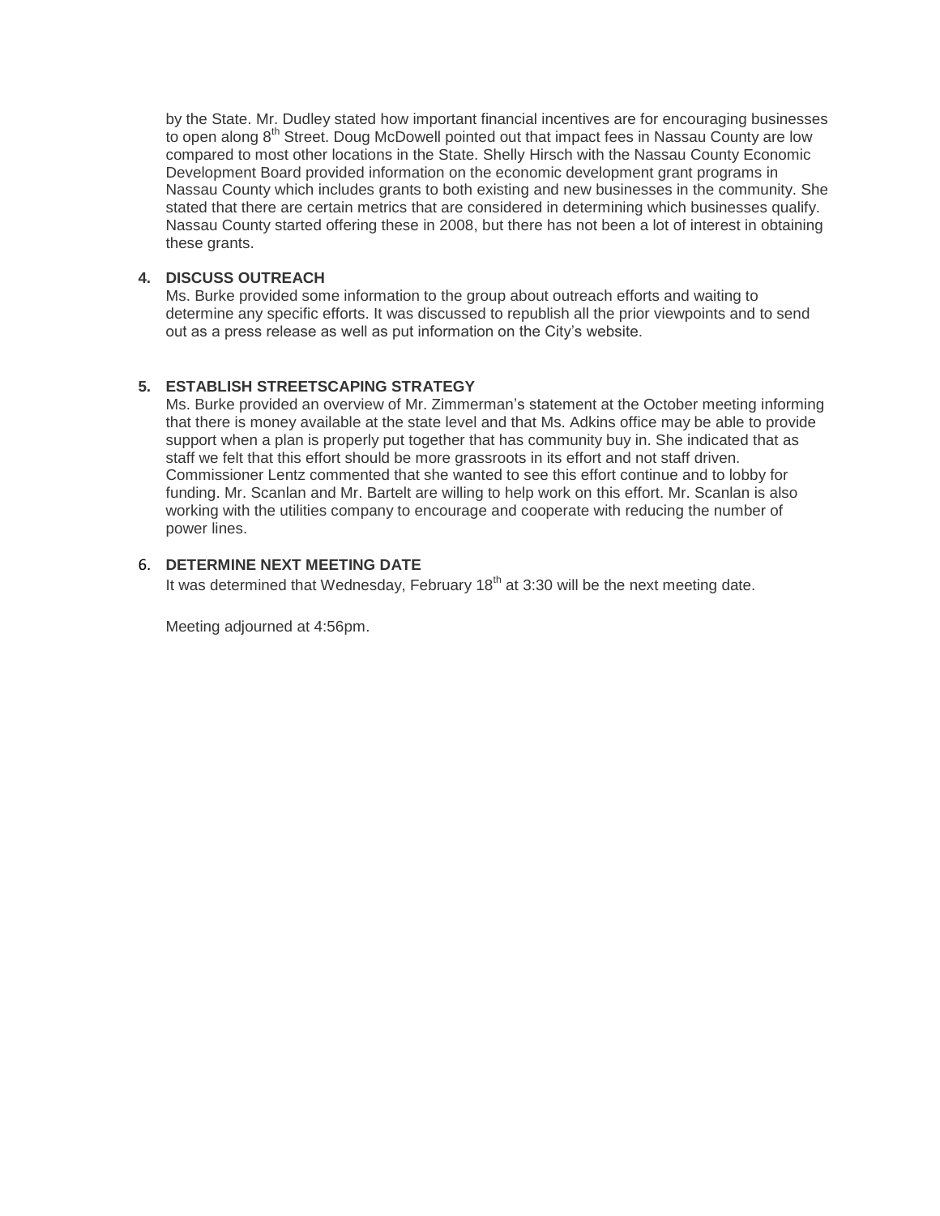by the State. Mr. Dudley stated how important financial incentives are for encouraging businesses to open along 8th Street. Doug McDowell pointed out that impact fees in Nassau County are low compared to most other locations in the State. Shelly Hirsch with the Nassau County Economic Development Board provided information on the economic development grant programs in Nassau County which includes grants to both existing and new businesses in the community. She stated that there are certain metrics that are considered in determining which businesses qualify. Nassau County started offering these in 2008, but there has not been a lot of interest in obtaining these grants.

**4. DISCUSS OUTREACH**

Ms. Burke provided some information to the group about outreach efforts and waiting to determine any specific efforts. It was discussed to republish all the prior viewpoints and to send out as a press release as well as put information on the City's website.

**5. ESTABLISH STREETSCAPING STRATEGY**

Ms. Burke provided an overview of Mr. Zimmerman's statement at the October meeting informing that there is money available at the state level and that Ms. Adkins office may be able to provide support when a plan is properly put together that has community buy in. She indicated that as staff we felt that this effort should be more grassroots in its effort and not staff driven. Commissioner Lentz commented that she wanted to see this effort continue and to lobby for funding. Mr. Scanlan and Mr. Bartelt are willing to help work on this effort. Mr. Scanlan is also working with the utilities company to encourage and cooperate with reducing the number of power lines.

**6. DETERMINE NEXT MEETING DATE**

It was determined that Wednesday, February 18th at 3:30 will be the next meeting date.

Meeting adjourned at 4:56pm.